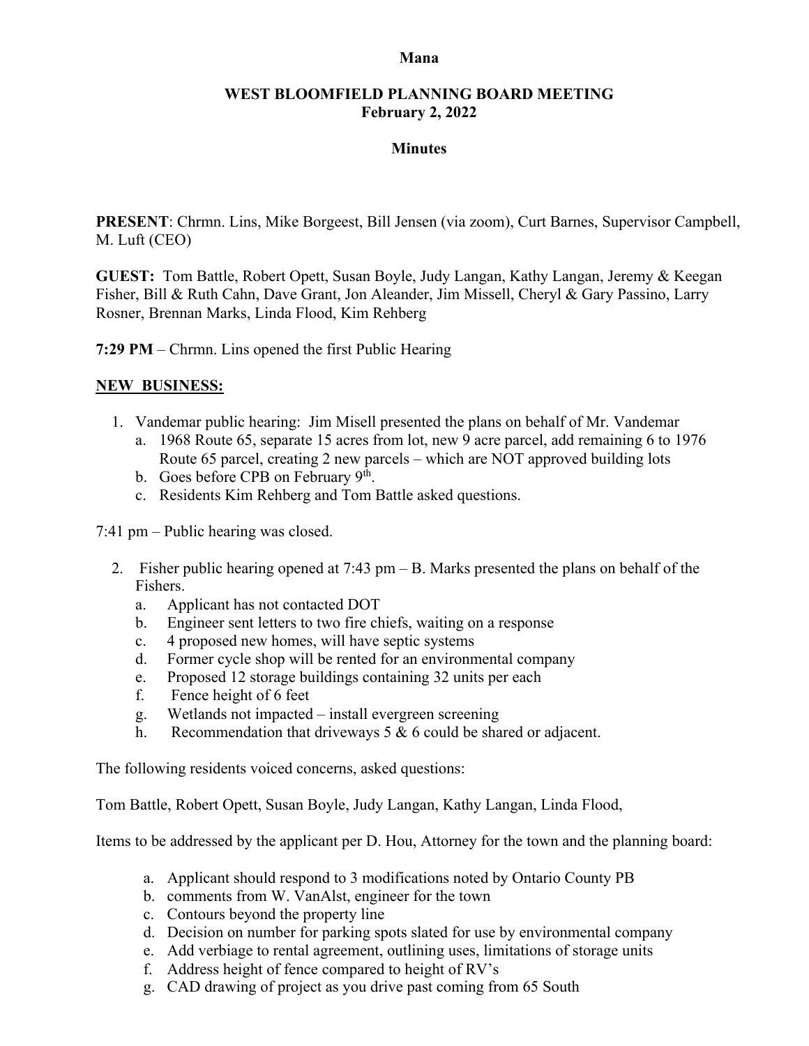**Mana**

**WEST BLOOMFIELD PLANNING BOARD MEETING**
**February 2, 2022**

**Minutes**

**PRESENT**: Chrmn. Lins, Mike Borgeest, Bill Jensen (via zoom), Curt Barnes, Supervisor Campbell, M. Luft (CEO)

**GUEST:** Tom Battle, Robert Opett, Susan Boyle, Judy Langan, Kathy Langan, Jeremy & Keegan Fisher, Bill & Ruth Cahn, Dave Grant, Jon Aleander, Jim Missell, Cheryl & Gary Passino, Larry Rosner, Brennan Marks, Linda Flood, Kim Rehberg

**7:29 PM** – Chrmn. Lins opened the first Public Hearing

**<u>NEW BUSINESS:</u>**

1. Vandemar public hearing: Jim Misell presented the plans on behalf of Mr. Vandemar
   a. 1968 Route 65, separate 15 acres from lot, new 9 acre parcel, add remaining 6 to 1976 Route 65 parcel, creating 2 new parcels – which are NOT approved building lots
   b. Goes before CPB on February 9th.
   c. Residents Kim Rehberg and Tom Battle asked questions.

7:41 pm – Public hearing was closed.

2. Fisher public hearing opened at 7:43 pm – B. Marks presented the plans on behalf of the Fishers.
   a. Applicant has not contacted DOT
   b. Engineer sent letters to two fire chiefs, waiting on a response
   c. 4 proposed new homes, will have septic systems
   d. Former cycle shop will be rented for an environmental company
   e. Proposed 12 storage buildings containing 32 units per each
   f. Fence height of 6 feet
   g. Wetlands not impacted – install evergreen screening
   h. Recommendation that driveways 5 & 6 could be shared or adjacent.

The following residents voiced concerns, asked questions:

Tom Battle, Robert Opett, Susan Boyle, Judy Langan, Kathy Langan, Linda Flood,

Items to be addressed by the applicant per D. Hou, Attorney for the town and the planning board:

a. Applicant should respond to 3 modifications noted by Ontario County PB
b. comments from W. VanAlst, engineer for the town
c. Contours beyond the property line
d. Decision on number for parking spots slated for use by environmental company
e. Add verbiage to rental agreement, outlining uses, limitations of storage units
f. Address height of fence compared to height of RV's
g. CAD drawing of project as you drive past coming from 65 South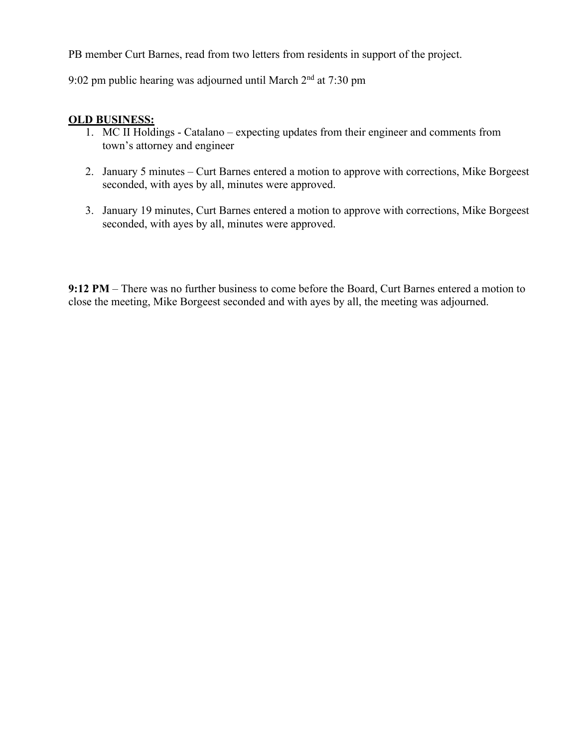PB member Curt Barnes, read from two letters from residents in support of the project.

9:02 pm public hearing was adjourned until March 2nd at 7:30 pm

**OLD BUSINESS:**

1. MC II Holdings - Catalano – expecting updates from their engineer and comments from town's attorney and engineer

2. January 5 minutes – Curt Barnes entered a motion to approve with corrections, Mike Borgeest seconded, with ayes by all, minutes were approved.

3. January 19 minutes, Curt Barnes entered a motion to approve with corrections, Mike Borgeest seconded, with ayes by all, minutes were approved.

**9:12 PM** – There was no further business to come before the Board, Curt Barnes entered a motion to close the meeting, Mike Borgeest seconded and with ayes by all, the meeting was adjourned.